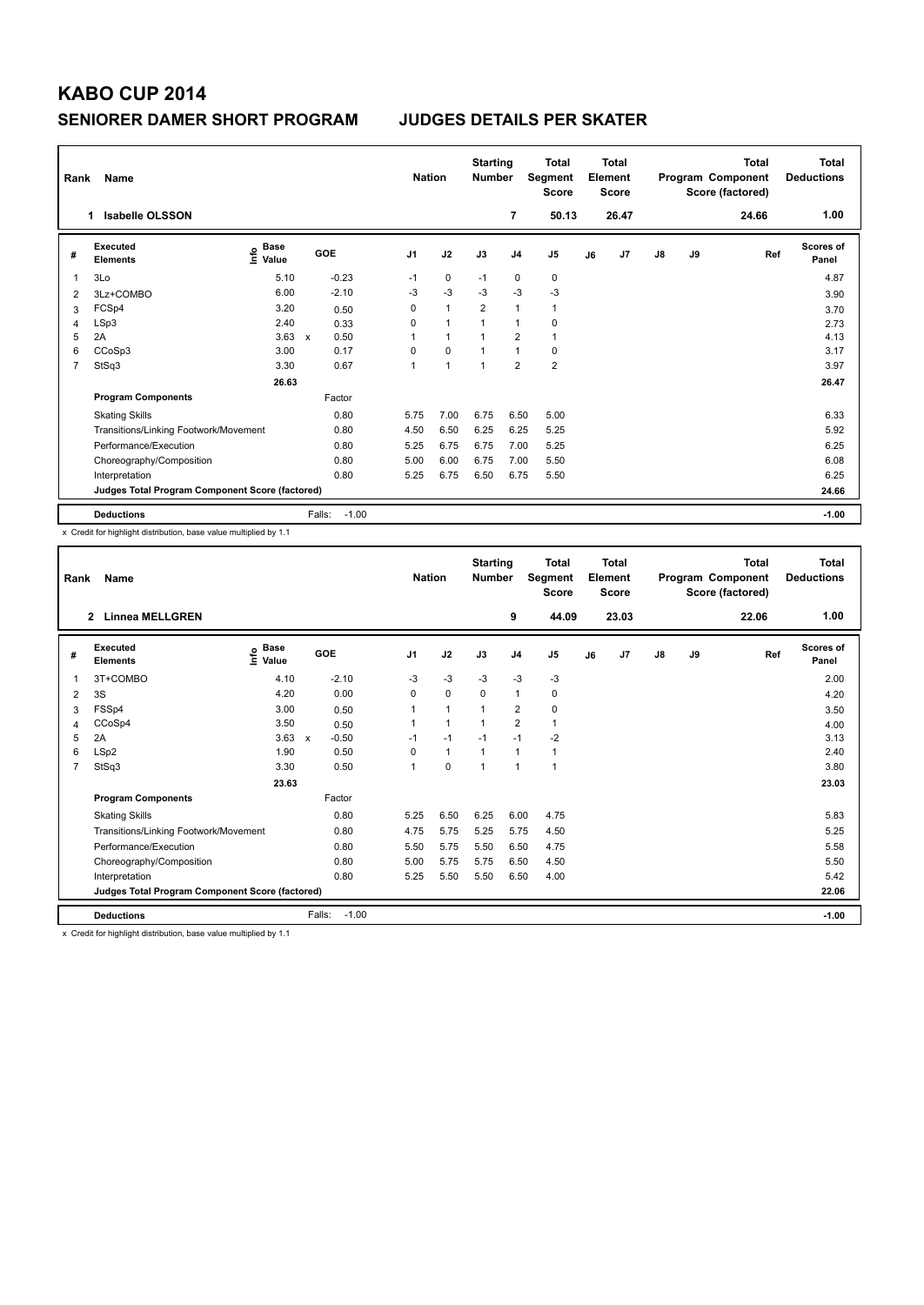# KABO CUP 2014

## SENIORER DAMER SHORT PROGRAM JUDGES DETAILS PER SKATER

| Rank | Name | Nation | Starting Number | Total Segment Score | Total Element Score | Total Program Component Score (factored) | Total Deductions |
|---|---|---|---|---|---|---|---|
| 1 | Isabelle OLSSON | | 7 | 50.13 | 26.47 | 24.66 | 1.00 |

| # | Executed Elements | Info | Base Value | | GOE | J1 | J2 | J3 | J4 | J5 | J6 | J7 | J8 | J9 | Ref | Scores of Panel |
|---|---|---|---|---|---|---|---|---|---|---|---|---|---|---|---|---|
| 1 | 3Lo | | 5.10 | | -0.23 | -1 | 0 | -1 | 0 | 0 | | | | | | 4.87 |
| 2 | 3Lz+COMBO | | 6.00 | | -2.10 | -3 | -3 | -3 | -3 | -3 | | | | | | 3.90 |
| 3 | FCSp4 | | 3.20 | | 0.50 | 0 | 1 | 2 | 1 | 1 | | | | | | 3.70 |
| 4 | LSp3 | | 2.40 | | 0.33 | 0 | 1 | 1 | 1 | 0 | | | | | | 2.73 |
| 5 | 2A | | 3.63 | x | 0.50 | 1 | 1 | 1 | 2 | 1 | | | | | | 4.13 |
| 6 | CCoSp3 | | 3.00 | | 0.17 | 0 | 0 | 1 | 1 | 0 | | | | | | 3.17 |
| 7 | StSq3 | | 3.30 | | 0.67 | 1 | 1 | 1 | 2 | 2 | | | | | | 3.97 |
| | | | 26.63 | | | | | | | | | | | | | 26.47 |
| | **Program Components** | | | | Factor | | | | | | | | | | | |
| | Skating Skills | | | | 0.80 | 5.75 | 7.00 | 6.75 | 6.50 | 5.00 | | | | | | 6.33 |
| | Transitions/Linking Footwork/Movement | | | | 0.80 | 4.50 | 6.50 | 6.25 | 6.25 | 5.25 | | | | | | 5.92 |
| | Performance/Execution | | | | 0.80 | 5.25 | 6.75 | 6.75 | 7.00 | 5.25 | | | | | | 6.25 |
| | Choreography/Composition | | | | 0.80 | 5.00 | 6.00 | 6.75 | 7.00 | 5.50 | | | | | | 6.08 |
| | Interpretation | | | | 0.80 | 5.25 | 6.75 | 6.50 | 6.75 | 5.50 | | | | | | 6.25 |
| | **Judges Total Program Component Score (factored)** | | | | | | | | | | | | | | | 24.66 |
| | **Deductions** | | | | Falls: -1.00 | | | | | | | | | | | -1.00 |

x Credit for highlight distribution, base value multiplied by 1.1

| Rank | Name | Nation | Starting Number | Total Segment Score | Total Element Score | Total Program Component Score (factored) | Total Deductions |
|---|---|---|---|---|---|---|---|
| 2 | Linnea MELLGREN | | 9 | 44.09 | 23.03 | 22.06 | 1.00 |

| # | Executed Elements | Info | Base Value | | GOE | J1 | J2 | J3 | J4 | J5 | J6 | J7 | J8 | J9 | Ref | Scores of Panel |
|---|---|---|---|---|---|---|---|---|---|---|---|---|---|---|---|---|
| 1 | 3T+COMBO | | 4.10 | | -2.10 | -3 | -3 | -3 | -3 | -3 | | | | | | 2.00 |
| 2 | 3S | | 4.20 | | 0.00 | 0 | 0 | 0 | 1 | 0 | | | | | | 4.20 |
| 3 | FSSp4 | | 3.00 | | 0.50 | 1 | 1 | 1 | 2 | 0 | | | | | | 3.50 |
| 4 | CCoSp4 | | 3.50 | | 0.50 | 1 | 1 | 1 | 2 | 1 | | | | | | 4.00 |
| 5 | 2A | | 3.63 | x | -0.50 | -1 | -1 | -1 | -1 | -2 | | | | | | 3.13 |
| 6 | LSp2 | | 1.90 | | 0.50 | 0 | 1 | 1 | 1 | 1 | | | | | | 2.40 |
| 7 | StSq3 | | 3.30 | | 0.50 | 1 | 0 | 1 | 1 | 1 | | | | | | 3.80 |
| | | | 23.63 | | | | | | | | | | | | | 23.03 |
| | **Program Components** | | | | Factor | | | | | | | | | | | |
| | Skating Skills | | | | 0.80 | 5.25 | 6.50 | 6.25 | 6.00 | 4.75 | | | | | | 5.83 |
| | Transitions/Linking Footwork/Movement | | | | 0.80 | 4.75 | 5.75 | 5.25 | 5.75 | 4.50 | | | | | | 5.25 |
| | Performance/Execution | | | | 0.80 | 5.50 | 5.75 | 5.50 | 6.50 | 4.75 | | | | | | 5.58 |
| | Choreography/Composition | | | | 0.80 | 5.00 | 5.75 | 5.75 | 6.50 | 4.50 | | | | | | 5.50 |
| | Interpretation | | | | 0.80 | 5.25 | 5.50 | 5.50 | 6.50 | 4.00 | | | | | | 5.42 |
| | **Judges Total Program Component Score (factored)** | | | | | | | | | | | | | | | 22.06 |
| | **Deductions** | | | | Falls: -1.00 | | | | | | | | | | | -1.00 |

x Credit for highlight distribution, base value multiplied by 1.1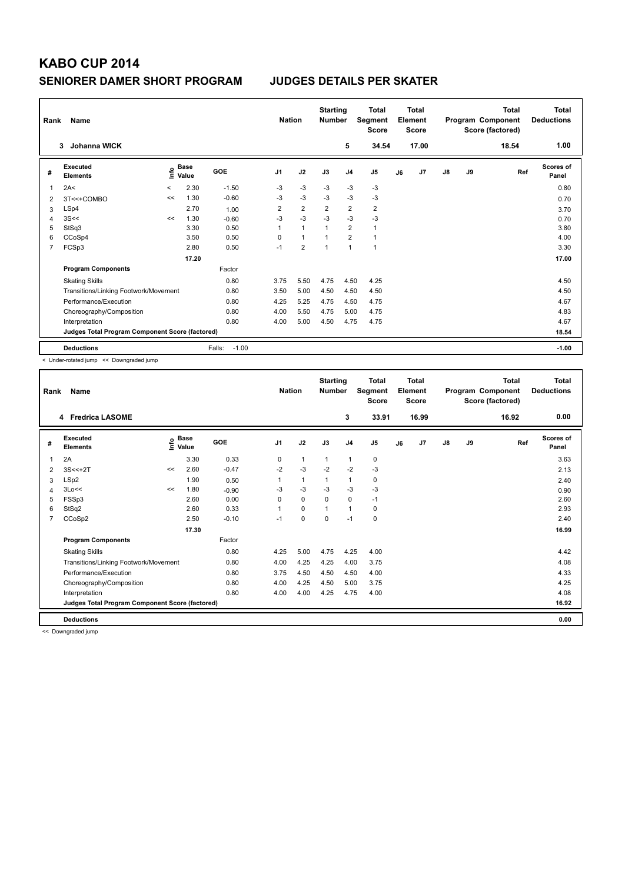# KABO CUP 2014

## SENIORER DAMER SHORT PROGRAM    JUDGES DETAILS PER SKATER

| Rank | Name | Nation | Starting Number | Total Segment Score | Total Element Score | Total Program Component Score (factored) | Total Deductions |
|---|---|---|---|---|---|---|---|
| 3 | Johanna WICK | | 5 | 34.54 | 17.00 | 18.54 | 1.00 |

| # | Executed Elements | Info | Base Value | GOE | J1 | J2 | J3 | J4 | J5 | J6 | J7 | J8 | J9 | Ref | Scores of Panel |
|---|---|---|---|---|---|---|---|---|---|---|---|---|---|---|---|
| 1 | 2A< | < | 2.30 | -1.50 | -3 | -3 | -3 | -3 | -3 | | | | | | 0.80 |
| 2 | 3T<<+COMBO | << | 1.30 | -0.60 | -3 | -3 | -3 | -3 | -3 | | | | | | 0.70 |
| 3 | LSp4 | | 2.70 | 1.00 | 2 | 2 | 2 | 2 | 2 | | | | | | 3.70 |
| 4 | 3S<< | << | 1.30 | -0.60 | -3 | -3 | -3 | -3 | -3 | | | | | | 0.70 |
| 5 | StSq3 | | 3.30 | 0.50 | 1 | 1 | 1 | 2 | 1 | | | | | | 3.80 |
| 6 | CCoSp4 | | 3.50 | 0.50 | 0 | 1 | 1 | 2 | 1 | | | | | | 4.00 |
| 7 | FCSp3 | | 2.80 | 0.50 | -1 | 2 | 1 | 1 | 1 | | | | | | 3.30 |
| | | | 17.20 | | | | | | | | | | | | 17.00 |
| | **Program Components** | | | Factor | | | | | | | | | | | |
| | Skating Skills | | | 0.80 | 3.75 | 5.50 | 4.75 | 4.50 | 4.25 | | | | | | 4.50 |
| | Transitions/Linking Footwork/Movement | | | 0.80 | 3.50 | 5.00 | 4.50 | 4.50 | 4.50 | | | | | | 4.50 |
| | Performance/Execution | | | 0.80 | 4.25 | 5.25 | 4.75 | 4.50 | 4.75 | | | | | | 4.67 |
| | Choreography/Composition | | | 0.80 | 4.00 | 5.50 | 4.75 | 5.00 | 4.75 | | | | | | 4.83 |
| | Interpretation | | | 0.80 | 4.00 | 5.00 | 4.50 | 4.75 | 4.75 | | | | | | 4.67 |
| | **Judges Total Program Component Score (factored)** | | | | | | | | | | | | | | 18.54 |
| | **Deductions** | | | Falls: -1.00 | | | | | | | | | | | -1.00 |

< Under-rotated jump << Downgraded jump

| Rank | Name | Nation | Starting Number | Total Segment Score | Total Element Score | Total Program Component Score (factored) | Total Deductions |
|---|---|---|---|---|---|---|---|
| 4 | Fredrica LASOME | | 3 | 33.91 | 16.99 | 16.92 | 0.00 |

| # | Executed Elements | Info | Base Value | GOE | J1 | J2 | J3 | J4 | J5 | J6 | J7 | J8 | J9 | Ref | Scores of Panel |
|---|---|---|---|---|---|---|---|---|---|---|---|---|---|---|---|
| 1 | 2A | | 3.30 | 0.33 | 0 | 1 | 1 | 1 | 0 | | | | | | 3.63 |
| 2 | 3S<<+2T | << | 2.60 | -0.47 | -2 | -3 | -2 | -2 | -3 | | | | | | 2.13 |
| 3 | LSp2 | | 1.90 | 0.50 | 1 | 1 | 1 | 1 | 0 | | | | | | 2.40 |
| 4 | 3Lo<< | << | 1.80 | -0.90 | -3 | -3 | -3 | -3 | -3 | | | | | | 0.90 |
| 5 | FSSp3 | | 2.60 | 0.00 | 0 | 0 | 0 | 0 | -1 | | | | | | 2.60 |
| 6 | StSq2 | | 2.60 | 0.33 | 1 | 0 | 1 | 1 | 0 | | | | | | 2.93 |
| 7 | CCoSp2 | | 2.50 | -0.10 | -1 | 0 | 0 | -1 | 0 | | | | | | 2.40 |
| | | | 17.30 | | | | | | | | | | | | 16.99 |
| | **Program Components** | | | Factor | | | | | | | | | | | |
| | Skating Skills | | | 0.80 | 4.25 | 5.00 | 4.75 | 4.25 | 4.00 | | | | | | 4.42 |
| | Transitions/Linking Footwork/Movement | | | 0.80 | 4.00 | 4.25 | 4.25 | 4.00 | 3.75 | | | | | | 4.08 |
| | Performance/Execution | | | 0.80 | 3.75 | 4.50 | 4.50 | 4.50 | 4.00 | | | | | | 4.33 |
| | Choreography/Composition | | | 0.80 | 4.00 | 4.25 | 4.50 | 5.00 | 3.75 | | | | | | 4.25 |
| | Interpretation | | | 0.80 | 4.00 | 4.00 | 4.25 | 4.75 | 4.00 | | | | | | 4.08 |
| | **Judges Total Program Component Score (factored)** | | | | | | | | | | | | | | 16.92 |
| | **Deductions** | | | | | | | | | | | | | | 0.00 |

<< Downgraded jump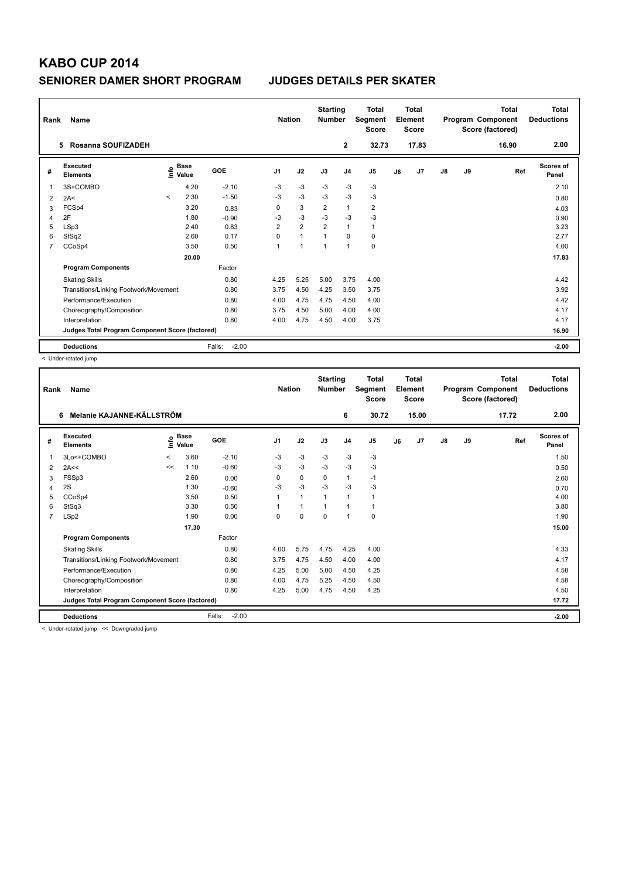# KABO CUP 2014

## SENIORER DAMER SHORT PROGRAM — JUDGES DETAILS PER SKATER

| Rank | Name | Nation | Starting Number | Total Segment Score | Total Element Score | Total Program Component Score (factored) | Total Deductions |
|---|---|---|---|---|---|---|---|
| 5 | Rosanna SOUFIZADEH | | 2 | 32.73 | 17.83 | 16.90 | 2.00 |

| # | Executed Elements | Info | Base Value | GOE | J1 | J2 | J3 | J4 | J5 | J6 | J7 | J8 | J9 | Ref | Scores of Panel |
|---|---|---|---|---|---|---|---|---|---|---|---|---|---|---|---|
| 1 | 3S+COMBO | | 4.20 | -2.10 | -3 | -3 | -3 | -3 | -3 | | | | | | 2.10 |
| 2 | 2A< | < | 2.30 | -1.50 | -3 | -3 | -3 | -3 | -3 | | | | | | 0.80 |
| 3 | FCSp4 | | 3.20 | 0.83 | 0 | 3 | 2 | 1 | 2 | | | | | | 4.03 |
| 4 | 2F | | 1.80 | -0.90 | -3 | -3 | -3 | -3 | -3 | | | | | | 0.90 |
| 5 | LSp3 | | 2.40 | 0.83 | 2 | 2 | 2 | 1 | 1 | | | | | | 3.23 |
| 6 | StSq2 | | 2.60 | 0.17 | 0 | 1 | 1 | 0 | 0 | | | | | | 2.77 |
| 7 | CCoSp4 | | 3.50 | 0.50 | 1 | 1 | 1 | 1 | 0 | | | | | | 4.00 |
| | | | 20.00 | | | | | | | | | | | | 17.83 |
| | **Program Components** | | | Factor | | | | | | | | | | | |
| | Skating Skills | | | 0.80 | 4.25 | 5.25 | 5.00 | 3.75 | 4.00 | | | | | | 4.42 |
| | Transitions/Linking Footwork/Movement | | | 0.80 | 3.75 | 4.50 | 4.25 | 3.50 | 3.75 | | | | | | 3.92 |
| | Performance/Execution | | | 0.80 | 4.00 | 4.75 | 4.75 | 4.50 | 4.00 | | | | | | 4.42 |
| | Choreography/Composition | | | 0.80 | 3.75 | 4.50 | 5.00 | 4.00 | 4.00 | | | | | | 4.17 |
| | Interpretation | | | 0.80 | 4.00 | 4.75 | 4.50 | 4.00 | 3.75 | | | | | | 4.17 |
| | Judges Total Program Component Score (factored) | | | | | | | | | | | | | | 16.90 |
| | **Deductions** | | | Falls: -2.00 | | | | | | | | | | | -2.00 |

< Under-rotated jump

| Rank | Name | Nation | Starting Number | Total Segment Score | Total Element Score | Total Program Component Score (factored) | Total Deductions |
|---|---|---|---|---|---|---|---|
| 6 | Melanie KAJANNE-KÄLLSTRÖM | | 6 | 30.72 | 15.00 | 17.72 | 2.00 |

| # | Executed Elements | Info | Base Value | GOE | J1 | J2 | J3 | J4 | J5 | J6 | J7 | J8 | J9 | Ref | Scores of Panel |
|---|---|---|---|---|---|---|---|---|---|---|---|---|---|---|---|
| 1 | 3Lo<+COMBO | < | 3.60 | -2.10 | -3 | -3 | -3 | -3 | -3 | | | | | | 1.50 |
| 2 | 2A<< | << | 1.10 | -0.60 | -3 | -3 | -3 | -3 | -3 | | | | | | 0.50 |
| 3 | FSSp3 | | 2.60 | 0.00 | 0 | 0 | 0 | 1 | -1 | | | | | | 2.60 |
| 4 | 2S | | 1.30 | -0.60 | -3 | -3 | -3 | -3 | -3 | | | | | | 0.70 |
| 5 | CCoSp4 | | 3.50 | 0.50 | 1 | 1 | 1 | 1 | 1 | | | | | | 4.00 |
| 6 | StSq3 | | 3.30 | 0.50 | 1 | 1 | 1 | 1 | 1 | | | | | | 3.80 |
| 7 | LSp2 | | 1.90 | 0.00 | 0 | 0 | 0 | 1 | 0 | | | | | | 1.90 |
| | | | 17.30 | | | | | | | | | | | | 15.00 |
| | **Program Components** | | | Factor | | | | | | | | | | | |
| | Skating Skills | | | 0.80 | 4.00 | 5.75 | 4.75 | 4.25 | 4.00 | | | | | | 4.33 |
| | Transitions/Linking Footwork/Movement | | | 0.80 | 3.75 | 4.75 | 4.50 | 4.00 | 4.00 | | | | | | 4.17 |
| | Performance/Execution | | | 0.80 | 4.25 | 5.00 | 5.00 | 4.50 | 4.25 | | | | | | 4.58 |
| | Choreography/Composition | | | 0.80 | 4.00 | 4.75 | 5.25 | 4.50 | 4.50 | | | | | | 4.58 |
| | Interpretation | | | 0.80 | 4.25 | 5.00 | 4.75 | 4.50 | 4.25 | | | | | | 4.50 |
| | Judges Total Program Component Score (factored) | | | | | | | | | | | | | | 17.72 |
| | **Deductions** | | | Falls: -2.00 | | | | | | | | | | | -2.00 |

< Under-rotated jump << Downgraded jump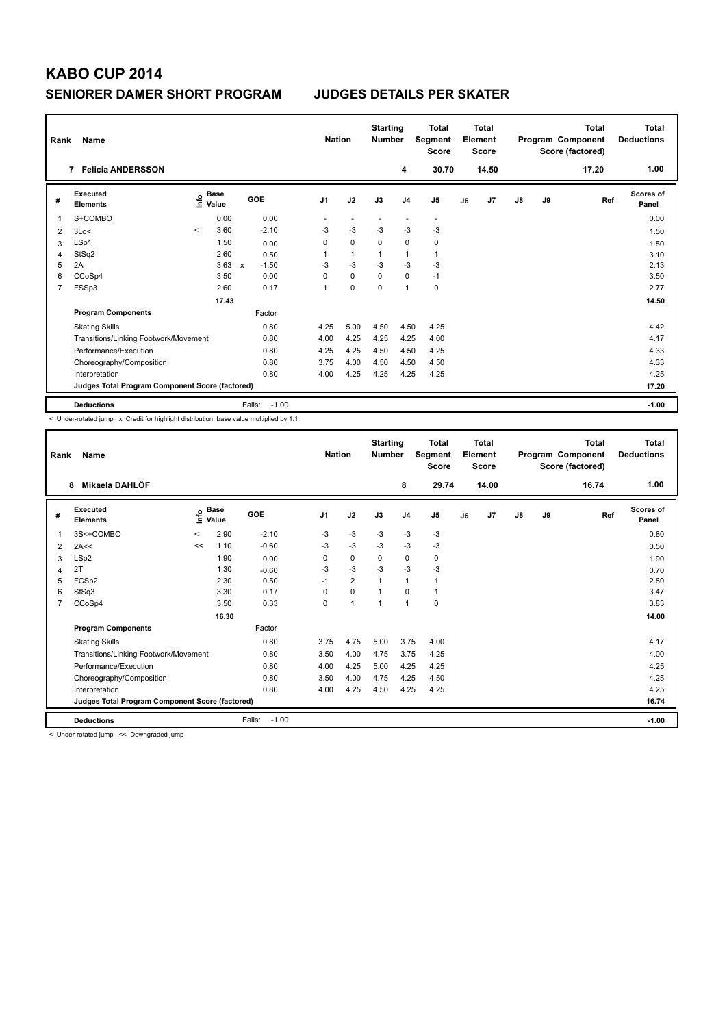# KABO CUP 2014

## SENIORER DAMER SHORT PROGRAM  JUDGES DETAILS PER SKATER

| Rank | Name | Nation | Starting Number | Total Segment Score | Total Element Score | Total Program Component Score (factored) | Total Deductions |
|---|---|---|---|---|---|---|---|
| 7 | Felicia ANDERSSON | | 4 | 30.70 | 14.50 | 17.20 | 1.00 |

| # | Executed Elements | Info | Base Value | | GOE | J1 | J2 | J3 | J4 | J5 | J6 | J7 | J8 | J9 | Ref | Scores of Panel |
|---|---|---|---|---|---|---|---|---|---|---|---|---|---|---|---|---|
| 1 | S+COMBO | | 0.00 | | 0.00 | - | - | - | - | - | | | | | | 0.00 |
| 2 | 3Lo< | < | 3.60 | | -2.10 | -3 | -3 | -3 | -3 | -3 | | | | | | 1.50 |
| 3 | LSp1 | | 1.50 | | 0.00 | 0 | 0 | 0 | 0 | 0 | | | | | | 1.50 |
| 4 | StSq2 | | 2.60 | | 0.50 | 1 | 1 | 1 | 1 | 1 | | | | | | 3.10 |
| 5 | 2A | | 3.63 | x | -1.50 | -3 | -3 | -3 | -3 | -3 | | | | | | 2.13 |
| 6 | CCoSp4 | | 3.50 | | 0.00 | 0 | 0 | 0 | 0 | -1 | | | | | | 3.50 |
| 7 | FSSp3 | | 2.60 | | 0.17 | 1 | 0 | 0 | 1 | 0 | | | | | | 2.77 |
| | | | 17.43 | | | | | | | | | | | | | 14.50 |
| | **Program Components** | | | | Factor | | | | | | | | | | | |
| | Skating Skills | | | | 0.80 | 4.25 | 5.00 | 4.50 | 4.50 | 4.25 | | | | | | 4.42 |
| | Transitions/Linking Footwork/Movement | | | | 0.80 | 4.00 | 4.25 | 4.25 | 4.25 | 4.00 | | | | | | 4.17 |
| | Performance/Execution | | | | 0.80 | 4.25 | 4.25 | 4.50 | 4.50 | 4.25 | | | | | | 4.33 |
| | Choreography/Composition | | | | 0.80 | 3.75 | 4.00 | 4.50 | 4.50 | 4.50 | | | | | | 4.33 |
| | Interpretation | | | | 0.80 | 4.00 | 4.25 | 4.25 | 4.25 | 4.25 | | | | | | 4.25 |
| | **Judges Total Program Component Score (factored)** | | | | | | | | | | | | | | | 17.20 |
| | **Deductions** | | | | Falls: -1.00 | | | | | | | | | | | -1.00 |

< Under-rotated jump x Credit for highlight distribution, base value multiplied by 1.1

| Rank | Name | Nation | Starting Number | Total Segment Score | Total Element Score | Total Program Component Score (factored) | Total Deductions |
|---|---|---|---|---|---|---|---|
| 8 | Mikaela DAHLÖF | | 8 | 29.74 | 14.00 | 16.74 | 1.00 |

| # | Executed Elements | Info | Base Value | GOE | J1 | J2 | J3 | J4 | J5 | J6 | J7 | J8 | J9 | Ref | Scores of Panel |
|---|---|---|---|---|---|---|---|---|---|---|---|---|---|---|---|
| 1 | 3S<+COMBO | < | 2.90 | -2.10 | -3 | -3 | -3 | -3 | -3 | | | | | | 0.80 |
| 2 | 2A<< | << | 1.10 | -0.60 | -3 | -3 | -3 | -3 | -3 | | | | | | 0.50 |
| 3 | LSp2 | | 1.90 | 0.00 | 0 | 0 | 0 | 0 | 0 | | | | | | 1.90 |
| 4 | 2T | | 1.30 | -0.60 | -3 | -3 | -3 | -3 | -3 | | | | | | 0.70 |
| 5 | FCSp2 | | 2.30 | 0.50 | -1 | 2 | 1 | 1 | 1 | | | | | | 2.80 |
| 6 | StSq3 | | 3.30 | 0.17 | 0 | 0 | 1 | 0 | 1 | | | | | | 3.47 |
| 7 | CCoSp4 | | 3.50 | 0.33 | 0 | 1 | 1 | 1 | 0 | | | | | | 3.83 |
| | | | 16.30 | | | | | | | | | | | | 14.00 |
| | **Program Components** | | | Factor | | | | | | | | | | | |
| | Skating Skills | | | 0.80 | 3.75 | 4.75 | 5.00 | 3.75 | 4.00 | | | | | | 4.17 |
| | Transitions/Linking Footwork/Movement | | | 0.80 | 3.50 | 4.00 | 4.75 | 3.75 | 4.25 | | | | | | 4.00 |
| | Performance/Execution | | | 0.80 | 4.00 | 4.25 | 5.00 | 4.25 | 4.25 | | | | | | 4.25 |
| | Choreography/Composition | | | 0.80 | 3.50 | 4.00 | 4.75 | 4.25 | 4.50 | | | | | | 4.25 |
| | Interpretation | | | 0.80 | 4.00 | 4.25 | 4.50 | 4.25 | 4.25 | | | | | | 4.25 |
| | **Judges Total Program Component Score (factored)** | | | | | | | | | | | | | | 16.74 |
| | **Deductions** | | | Falls: -1.00 | | | | | | | | | | | -1.00 |

< Under-rotated jump << Downgraded jump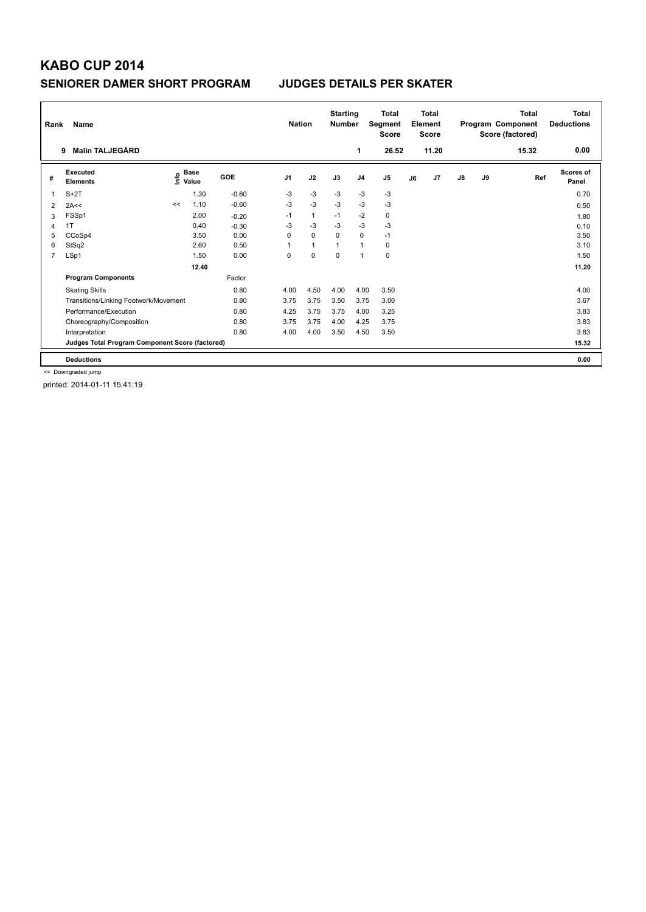# KABO CUP 2014

## SENIORER DAMER SHORT PROGRAM JUDGES DETAILS PER SKATER

| Rank | Name | Nation | Starting Number | Total Segment Score | Total Element Score | Total Program Component Score (factored) | Total Deductions |
|---|---|---|---|---|---|---|---|
| 9 | Malin TALJEGÅRD | | 1 | 26.52 | 11.20 | 15.32 | 0.00 |

| # | Executed Elements | Info | Base Value | GOE | J1 | J2 | J3 | J4 | J5 | J6 | J7 | J8 | J9 | Ref | Scores of Panel |
|---|---|---|---|---|---|---|---|---|---|---|---|---|---|---|---|
| 1 | S+2T | | 1.30 | -0.60 | -3 | -3 | -3 | -3 | -3 | | | | | | 0.70 |
| 2 | 2A<< | << | 1.10 | -0.60 | -3 | -3 | -3 | -3 | -3 | | | | | | 0.50 |
| 3 | FSSp1 | | 2.00 | -0.20 | -1 | 1 | -1 | -2 | 0 | | | | | | 1.80 |
| 4 | 1T | | 0.40 | -0.30 | -3 | -3 | -3 | -3 | -3 | | | | | | 0.10 |
| 5 | CCoSp4 | | 3.50 | 0.00 | 0 | 0 | 0 | 0 | -1 | | | | | | 3.50 |
| 6 | StSq2 | | 2.60 | 0.50 | 1 | 1 | 1 | 1 | 0 | | | | | | 3.10 |
| 7 | LSp1 | | 1.50 | 0.00 | 0 | 0 | 0 | 1 | 0 | | | | | | 1.50 |
| | | | 12.40 | | | | | | | | | | | | 11.20 |
| | **Program Components** | | | Factor | | | | | | | | | | | |
| | Skating Skills | | | 0.80 | 4.00 | 4.50 | 4.00 | 4.00 | 3.50 | | | | | | 4.00 |
| | Transitions/Linking Footwork/Movement | | | 0.80 | 3.75 | 3.75 | 3.50 | 3.75 | 3.00 | | | | | | 3.67 |
| | Performance/Execution | | | 0.80 | 4.25 | 3.75 | 3.75 | 4.00 | 3.25 | | | | | | 3.83 |
| | Choreography/Composition | | | 0.80 | 3.75 | 3.75 | 4.00 | 4.25 | 3.75 | | | | | | 3.83 |
| | Interpretation | | | 0.80 | 4.00 | 4.00 | 3.50 | 4.50 | 3.50 | | | | | | 3.83 |
| | **Judges Total Program Component Score (factored)** | | | | | | | | | | | | | | 15.32 |
| | **Deductions** | | | | | | | | | | | | | | 0.00 |

<< Downgraded jump

printed: 2014-01-11 15:41:19